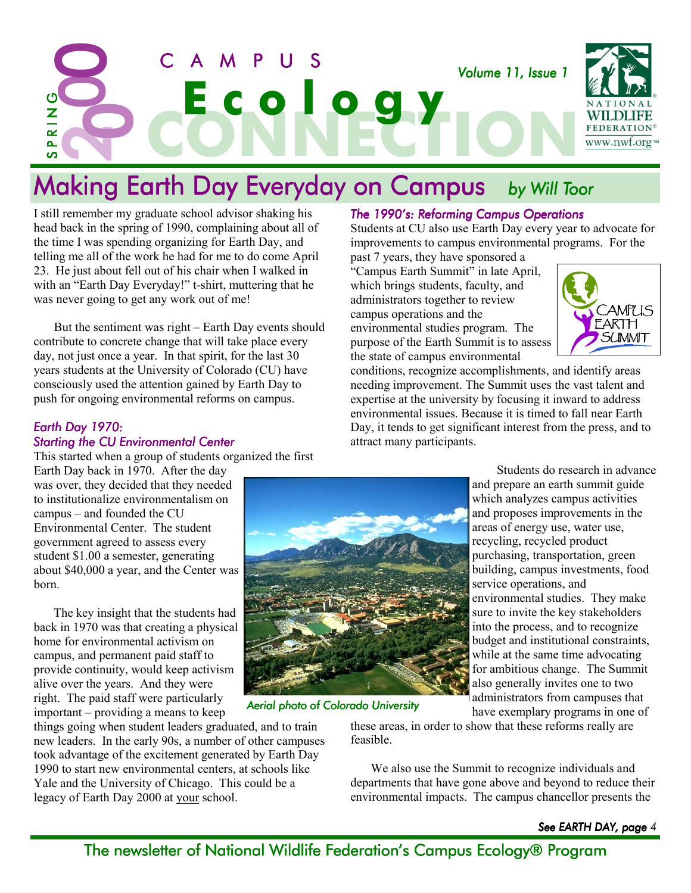# Campus Ecology Connection

SPRING 2000 — Volume 11, Issue 1

NATIONAL WILDLIFE FEDERATION® www.nwf.org™

## Making Earth Day Everyday on Campus *by Will Toor*

I still remember my graduate school advisor shaking his head back in the spring of 1990, complaining about all of the time I was spending organizing for Earth Day, and telling me all of the work he had for me to do come April 23. He just about fell out of his chair when I walked in with an "Earth Day Everyday!" t-shirt, muttering that he was never going to get any work out of me!

But the sentiment was right – Earth Day events should contribute to concrete change that will take place every day, not just once a year. In that spirit, for the last 30 years students at the University of Colorado (CU) have consciously used the attention gained by Earth Day to push for ongoing environmental reforms on campus.

### *Earth Day 1970: Starting the CU Environmental Center*

This started when a group of students organized the first Earth Day back in 1970. After the day was over, they decided that they needed to institutionalize environmentalism on campus – and founded the CU Environmental Center. The student government agreed to assess every student $1.00 a semester, generating about $40,000 a year, and the Center was born.

The key insight that the students had back in 1970 was that creating a physical home for environmental activism on campus, and permanent paid staff to provide continuity, would keep activism alive over the years. And they were right. The paid staff were particularly important – providing a means to keep things going when student leaders graduated, and to train new leaders. In the early 90s, a number of other campuses took advantage of the excitement generated by Earth Day 1990 to start new environmental centers, at schools like Yale and the University of Chicago. This could be a legacy of Earth Day 2000 at your school.

*Aerial photo of Colorado University*

### *The 1990's: Reforming Campus Operations*

Students at CU also use Earth Day every year to advocate for improvements to campus environmental programs. For the past 7 years, they have sponsored a "Campus Earth Summit" in late April, which brings students, faculty, and administrators together to review campus operations and the environmental studies program. The purpose of the Earth Summit is to assess the state of campus environmental conditions, recognize accomplishments, and identify areas needing improvement. The Summit uses the vast talent and expertise at the university by focusing it inward to address environmental issues. Because it is timed to fall near Earth Day, it tends to get significant interest from the press, and to attract many participants.

Students do research in advance and prepare an earth summit guide which analyzes campus activities and proposes improvements in the areas of energy use, water use, recycling, recycled product purchasing, transportation, green building, campus investments, food service operations, and environmental studies. They make sure to invite the key stakeholders into the process, and to recognize budget and institutional constraints, while at the same time advocating for ambitious change. The Summit also generally invites one to two administrators from campuses that have exemplary programs in one of these areas, in order to show that these reforms really are feasible.

We also use the Summit to recognize individuals and departments that have gone above and beyond to reduce their environmental impacts. The campus chancellor presents the

*See EARTH DAY, page 4*

The newsletter of National Wildlife Federation's Campus Ecology® Program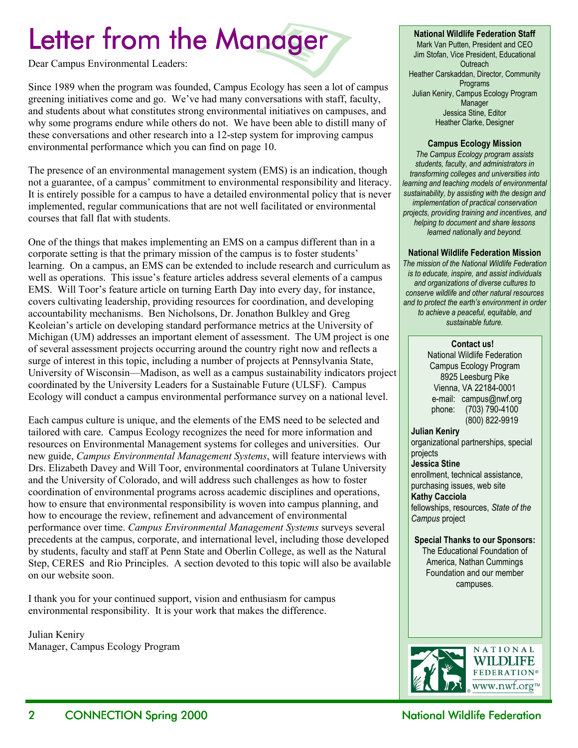# Letter from the Manager

Dear Campus Environmental Leaders:

Since 1989 when the program was founded, Campus Ecology has seen a lot of campus greening initiatives come and go. We've had many conversations with staff, faculty, and students about what constitutes strong environmental initiatives on campuses, and why some programs endure while others do not. We have been able to distill many of these conversations and other research into a 12-step system for improving campus environmental performance which you can find on page 10.

The presence of an environmental management system (EMS) is an indication, though not a guarantee, of a campus' commitment to environmental responsibility and literacy. It is entirely possible for a campus to have a detailed environmental policy that is never implemented, regular communications that are not well facilitated or environmental courses that fall flat with students.

One of the things that makes implementing an EMS on a campus different than in a corporate setting is that the primary mission of the campus is to foster students' learning. On a campus, an EMS can be extended to include research and curriculum as well as operations. This issue's feature articles address several elements of a campus EMS. Will Toor's feature article on turning Earth Day into every day, for instance, covers cultivating leadership, providing resources for coordination, and developing accountability mechanisms. Ben Nicholsons, Dr. Jonathon Bulkley and Greg Keoleian's article on developing standard performance metrics at the University of Michigan (UM) addresses an important element of assessment. The UM project is one of several assessment projects occurring around the country right now and reflects a surge of interest in this topic, including a number of projects at Pennsylvania State, University of Wisconsin—Madison, as well as a campus sustainability indicators project coordinated by the University Leaders for a Sustainable Future (ULSF). Campus Ecology will conduct a campus environmental performance survey on a national level.

Each campus culture is unique, and the elements of the EMS need to be selected and tailored with care. Campus Ecology recognizes the need for more information and resources on Environmental Management systems for colleges and universities. Our new guide, *Campus Environmental Management Systems*, will feature interviews with Drs. Elizabeth Davey and Will Toor, environmental coordinators at Tulane University and the University of Colorado, and will address such challenges as how to foster coordination of environmental programs across academic disciplines and operations, how to ensure that environmental responsibility is woven into campus planning, and how to encourage the review, refinement and advancement of environmental performance over time. *Campus Environmental Management Systems* surveys several precedents at the campus, corporate, and international level, including those developed by students, faculty and staff at Penn State and Oberlin College, as well as the Natural Step, CERES and Rio Principles. A section devoted to this topic will also be available on our website soon.

I thank you for your continued support, vision and enthusiasm for campus environmental responsibility. It is your work that makes the difference.

Julian Keniry
Manager, Campus Ecology Program

**National Wildlife Federation Staff**
Mark Van Putten, President and CEO
Jim Stofan, Vice President, Educational Outreach
Heather Carskaddan, Director, Community Programs
Julian Keniry, Campus Ecology Program Manager
Jessica Stine, Editor
Heather Clarke, Designer

**Campus Ecology Mission**

*The Campus Ecology program assists students, faculty, and administrators in transforming colleges and universities into learning and teaching models of environmental sustainability, by assisting with the design and implementation of practical conservation projects, providing training and incentives, and helping to document and share lessons learned nationally and beyond.*

**National Wildlife Federation Mission**

*The mission of the National Wildlife Federation is to educate, inspire, and assist individuals and organizations of diverse cultures to conserve wildlife and other natural resources and to protect the earth's environment in order to achieve a peaceful, equitable, and sustainable future.*

**Contact us!**
National Wildlife Federation
Campus Ecology Program
8925 Leesburg Pike
Vienna, VA 22184-0001
e-mail: campus@nwf.org
phone: (703) 790-4100
(800) 822-9919

**Julian Keniry**
organizational partnerships, special projects
**Jessica Stine**
enrollment, technical assistance, purchasing issues, web site
**Kathy Cacciola**
fellowships, resources, *State of the Campus* project

**Special Thanks to our Sponsors:**
The Educational Foundation of America, Nathan Cummings Foundation and our member campuses.

NATIONAL WILDLIFE FEDERATION® www.nwf.org™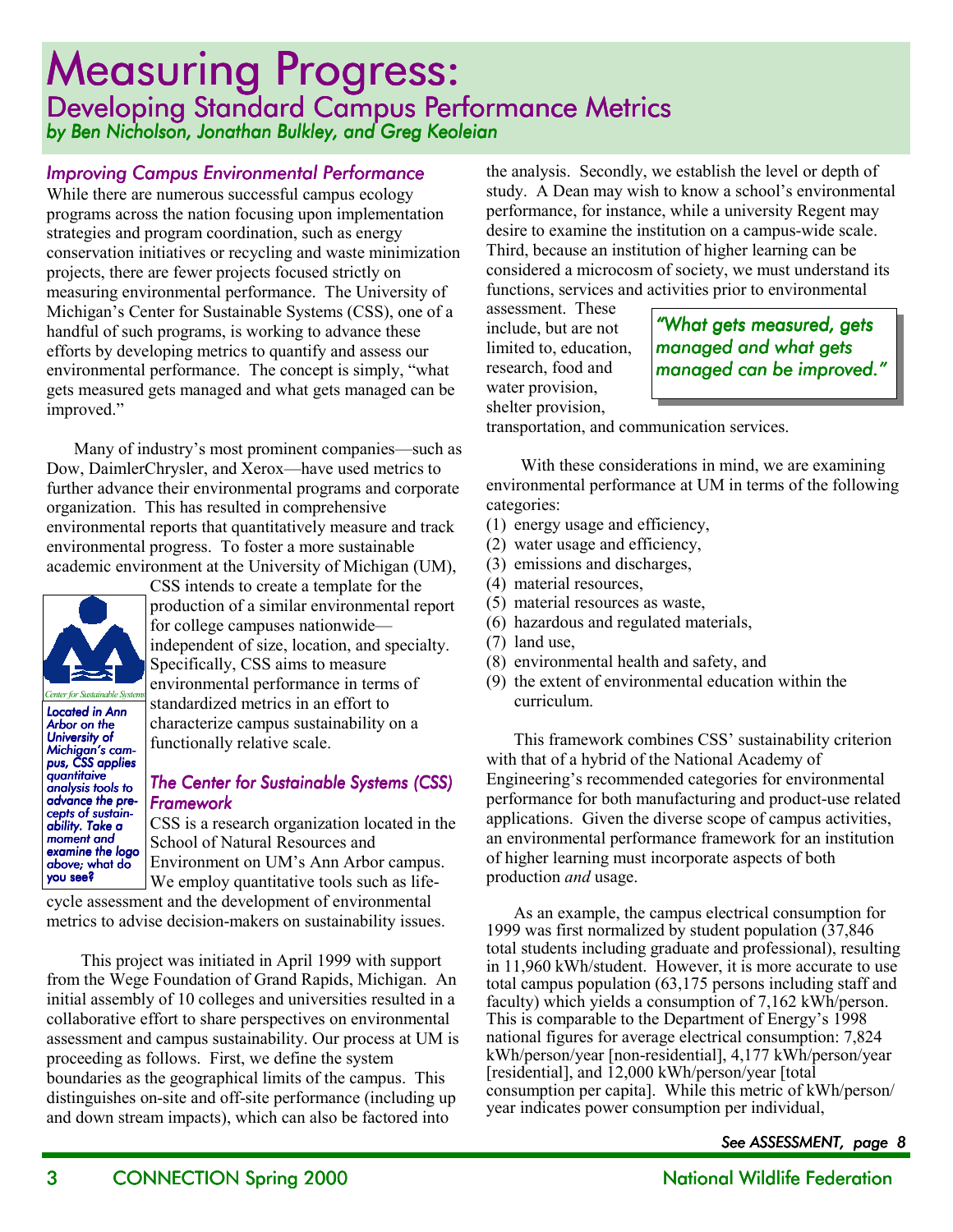# Measuring Progress:

## Developing Standard Campus Performance Metrics

*by Ben Nicholson, Jonathan Bulkley, and Greg Keoleian*

### *Improving Campus Environmental Performance*

While there are numerous successful campus ecology programs across the nation focusing upon implementation strategies and program coordination, such as energy conservation initiatives or recycling and waste minimization projects, there are fewer projects focused strictly on measuring environmental performance. The University of Michigan's Center for Sustainable Systems (CSS), one of a handful of such programs, is working to advance these efforts by developing metrics to quantify and assess our environmental performance. The concept is simply, "what gets measured gets managed and what gets managed can be improved."

Many of industry's most prominent companies—such as Dow, DaimlerChrysler, and Xerox—have used metrics to further advance their environmental programs and corporate organization. This has resulted in comprehensive environmental reports that quantitatively measure and track environmental progress. To foster a more sustainable academic environment at the University of Michigan (UM), CSS intends to create a template for the production of a similar environmental report for college campuses nationwide—independent of size, location, and specialty. Specifically, CSS aims to measure environmental performance in terms of standardized metrics in an effort to characterize campus sustainability on a functionally relative scale.

*Center for Sustainable Systems*

***Located in Ann Arbor on the University of Michigan's campus, CSS applies quantitaive analysis tools to advance the precepts of sustainability. Take a moment and examine the logo above; what do you see?***

### *The Center for Sustainable Systems (CSS) Framework*

CSS is a research organization located in the School of Natural Resources and Environment on UM's Ann Arbor campus. We employ quantitative tools such as life-cycle assessment and the development of environmental metrics to advise decision-makers on sustainability issues.

This project was initiated in April 1999 with support from the Wege Foundation of Grand Rapids, Michigan. An initial assembly of 10 colleges and universities resulted in a collaborative effort to share perspectives on environmental assessment and campus sustainability. Our process at UM is proceeding as follows. First, we define the system boundaries as the geographical limits of the campus. This distinguishes on-site and off-site performance (including up and down stream impacts), which can also be factored into the analysis. Secondly, we establish the level or depth of study. A Dean may wish to know a school's environmental performance, for instance, while a university Regent may desire to examine the institution on a campus-wide scale. Third, because an institution of higher learning can be considered a microcosm of society, we must understand its functions, services and activities prior to environmental assessment. These include, but are not limited to, education, research, food and water provision, shelter provision, transportation, and communication services.

> ***"What gets measured, gets managed and what gets managed can be improved."***

With these considerations in mind, we are examining environmental performance at UM in terms of the following categories:

1. energy usage and efficiency,
2. water usage and efficiency,
3. emissions and discharges,
4. material resources,
5. material resources as waste,
6. hazardous and regulated materials,
7. land use,
8. environmental health and safety, and
9. the extent of environmental education within the curriculum.

This framework combines CSS' sustainability criterion with that of a hybrid of the National Academy of Engineering's recommended categories for environmental performance for both manufacturing and product-use related applications. Given the diverse scope of campus activities, an environmental performance framework for an institution of higher learning must incorporate aspects of both production *and* usage.

As an example, the campus electrical consumption for 1999 was first normalized by student population (37,846 total students including graduate and professional), resulting in 11,960 kWh/student. However, it is more accurate to use total campus population (63,175 persons including staff and faculty) which yields a consumption of 7,162 kWh/person. This is comparable to the Department of Energy's 1998 national figures for average electrical consumption: 7,824 kWh/person/year [non-residential], 4,177 kWh/person/year [residential], and 12,000 kWh/person/year [total consumption per capita]. While this metric of kWh/person/year indicates power consumption per individual,

*See ASSESSMENT, page 8*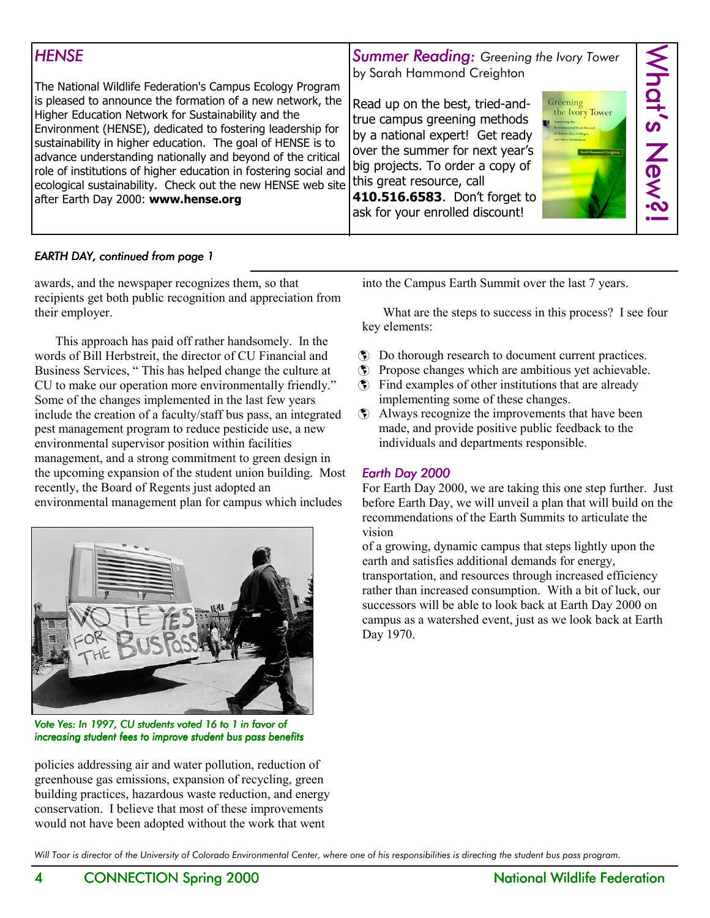## HENSE

The National Wildlife Federation's Campus Ecology Program is pleased to announce the formation of a new network, the Higher Education Network for Sustainability and the Environment (HENSE), dedicated to fostering leadership for sustainability in higher education. The goal of HENSE is to advance understanding nationally and beyond of the critical role of institutions of higher education in fostering social and ecological sustainability. Check out the new HENSE web site after Earth Day 2000: **www.hense.org**

## *Summer Reading: Greening the Ivory Tower* by Sarah Hammond Creighton

Read up on the best, tried-and-true campus greening methods by a national expert! Get ready over the summer for next year's big projects. To order a copy of this great resource, call **410.516.6583**. Don't forget to ask for your enrolled discount!

What's New?!

*EARTH DAY, continued from page 1*

awards, and the newspaper recognizes them, so that recipients get both public recognition and appreciation from their employer.

This approach has paid off rather handsomely. In the words of Bill Herbstreit, the director of CU Financial and Business Services, " This has helped change the culture at CU to make our operation more environmentally friendly." Some of the changes implemented in the last few years include the creation of a faculty/staff bus pass, an integrated pest management program to reduce pesticide use, a new environmental supervisor position within facilities management, and a strong commitment to green design in the upcoming expansion of the student union building. Most recently, the Board of Regents just adopted an environmental management plan for campus which includes policies addressing air and water pollution, reduction of greenhouse gas emissions, expansion of recycling, green building practices, hazardous waste reduction, and energy conservation. I believe that most of these improvements would not have been adopted without the work that went into the Campus Earth Summit over the last 7 years.

*Vote Yes: In 1997, CU students voted 16 to 1 in favor of increasing student fees to improve student bus pass benefits*

What are the steps to success in this process? I see four key elements:

- Do thorough research to document current practices.
- Propose changes which are ambitious yet achievable.
- Find examples of other institutions that are already implementing some of these changes.
- Always recognize the improvements that have been made, and provide positive public feedback to the individuals and departments responsible.

### *Earth Day 2000*

For Earth Day 2000, we are taking this one step further. Just before Earth Day, we will unveil a plan that will build on the recommendations of the Earth Summits to articulate the vision of a growing, dynamic campus that steps lightly upon the earth and satisfies additional demands for energy, transportation, and resources through increased efficiency rather than increased consumption. With a bit of luck, our successors will be able to look back at Earth Day 2000 on campus as a watershed event, just as we look back at Earth Day 1970.

*Will Toor is director of the University of Colorado Environmental Center, where one of his responsibilities is directing the student bus pass program.*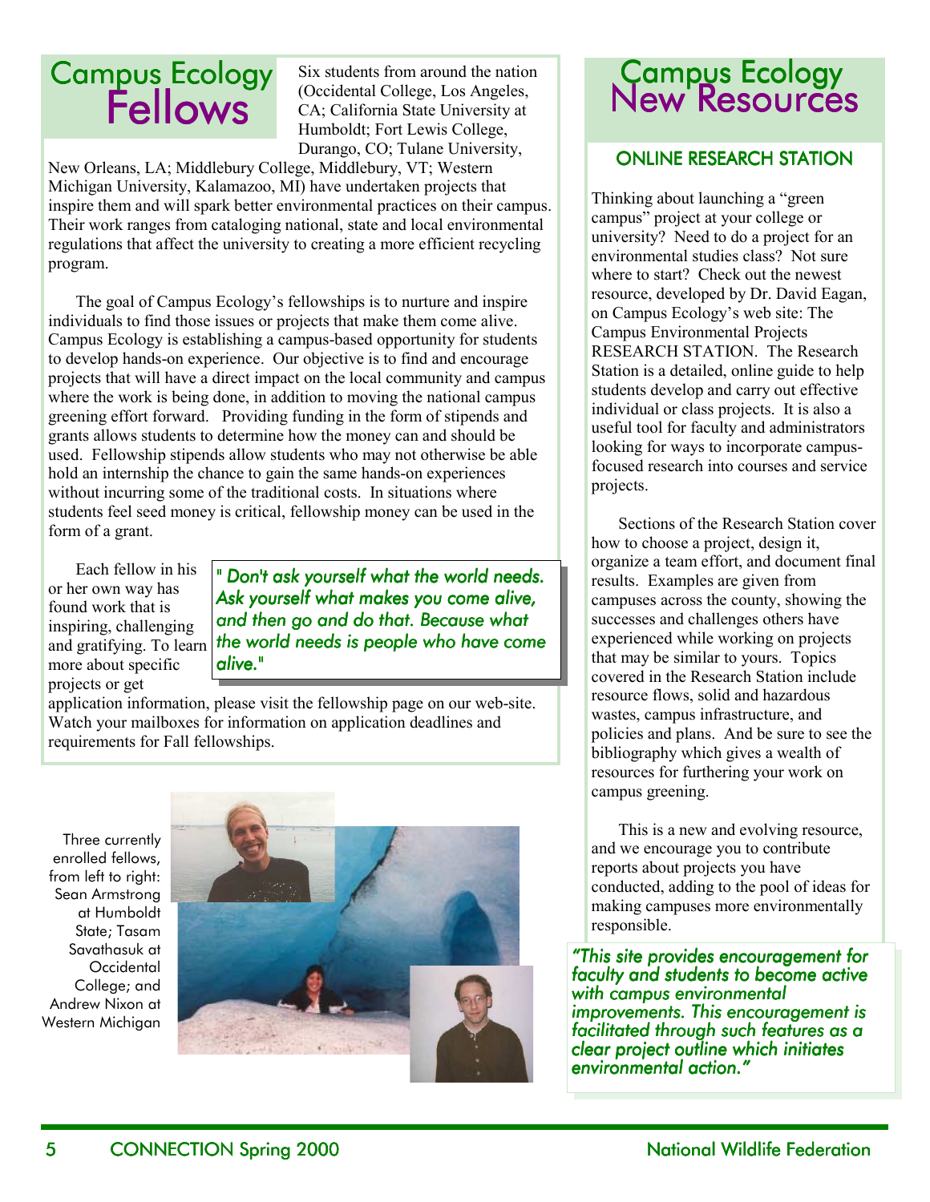# Campus Ecology Fellows

Six students from around the nation (Occidental College, Los Angeles, CA; California State University at Humboldt; Fort Lewis College, Durango, CO; Tulane University, New Orleans, LA; Middlebury College, Middlebury, VT; Western Michigan University, Kalamazoo, MI) have undertaken projects that inspire them and will spark better environmental practices on their campus. Their work ranges from cataloging national, state and local environmental regulations that affect the university to creating a more efficient recycling program.

The goal of Campus Ecology's fellowships is to nurture and inspire individuals to find those issues or projects that make them come alive. Campus Ecology is establishing a campus-based opportunity for students to develop hands-on experience. Our objective is to find and encourage projects that will have a direct impact on the local community and campus where the work is being done, in addition to moving the national campus greening effort forward. Providing funding in the form of stipends and grants allows students to determine how the money can and should be used. Fellowship stipends allow students who may not otherwise be able hold an internship the chance to gain the same hands-on experiences without incurring some of the traditional costs. In situations where students feel seed money is critical, fellowship money can be used in the form of a grant.

Each fellow in his or her own way has found work that is inspiring, challenging and gratifying. To learn more about specific projects or get application information, please visit the fellowship page on our web-site. Watch your mailboxes for information on application deadlines and requirements for Fall fellowships.

> *" Don't ask yourself what the world needs. Ask yourself what makes you come alive, and then go and do that. Because what the world needs is people who have come alive."*

Three currently enrolled fellows, from left to right: Sean Armstrong at Humboldt State; Tasam Savathasuk at Occidental College; and Andrew Nixon at Western Michigan

# Campus Ecology New Resources

## ONLINE RESEARCH STATION

Thinking about launching a "green campus" project at your college or university? Need to do a project for an environmental studies class? Not sure where to start? Check out the newest resource, developed by Dr. David Eagan, on Campus Ecology's web site: The Campus Environmental Projects RESEARCH STATION. The Research Station is a detailed, online guide to help students develop and carry out effective individual or class projects. It is also a useful tool for faculty and administrators looking for ways to incorporate campus-focused research into courses and service projects.

Sections of the Research Station cover how to choose a project, design it, organize a team effort, and document final results. Examples are given from campuses across the county, showing the successes and challenges others have experienced while working on projects that may be similar to yours. Topics covered in the Research Station include resource flows, solid and hazardous wastes, campus infrastructure, and policies and plans. And be sure to see the bibliography which gives a wealth of resources for furthering your work on campus greening.

This is a new and evolving resource, and we encourage you to contribute reports about projects you have conducted, adding to the pool of ideas for making campuses more environmentally responsible.

> *"This site provides encouragement for faculty and students to become active with campus environmental improvements. This encouragement is facilitated through such features as a clear project outline which initiates environmental action."*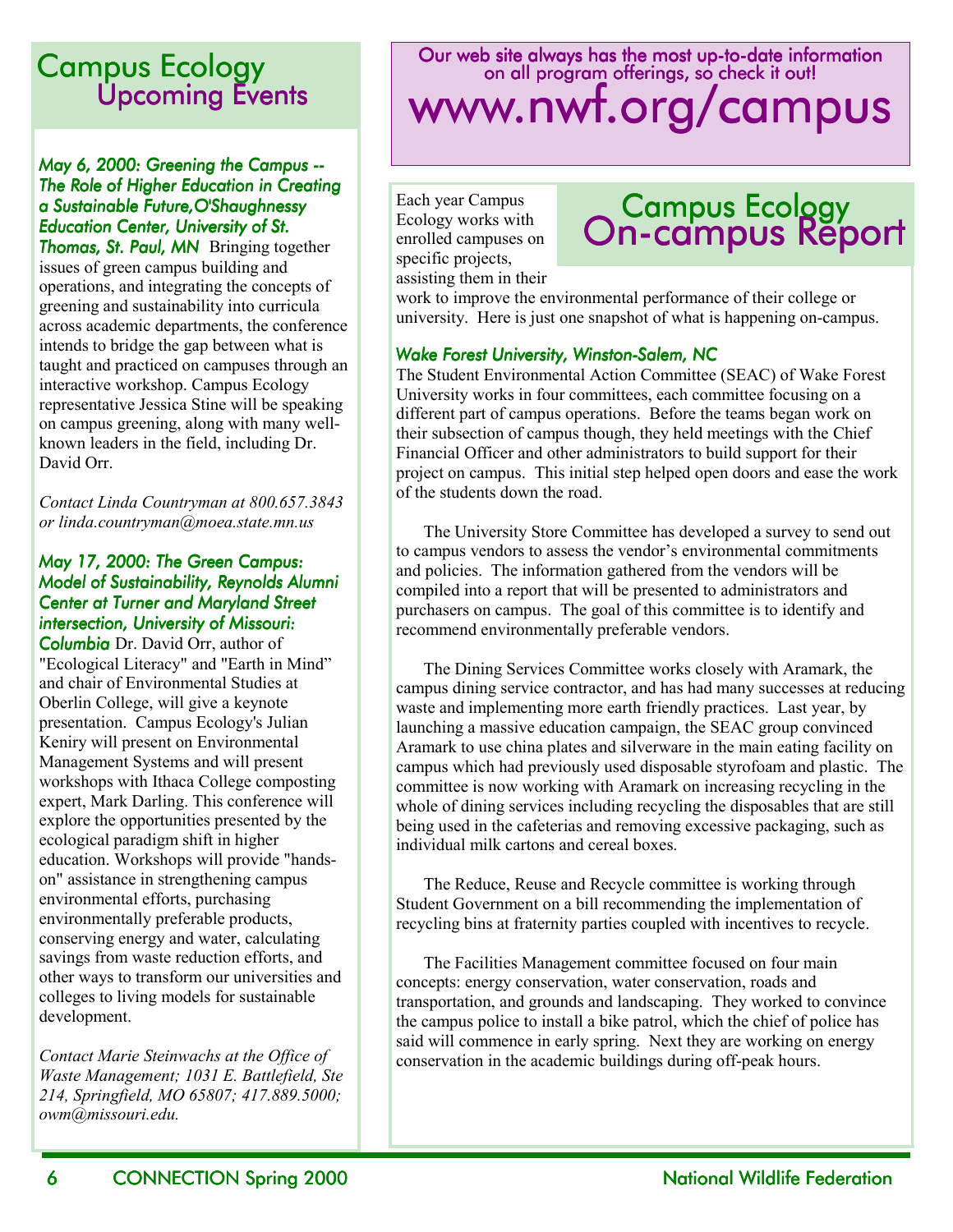# Campus Ecology Upcoming Events

***May 6, 2000: Greening the Campus -- The Role of Higher Education in Creating a Sustainable Future,O'Shaughnessy Education Center, University of St. Thomas, St. Paul, MN*** Bringing together issues of green campus building and operations, and integrating the concepts of greening and sustainability into curricula across academic departments, the conference intends to bridge the gap between what is taught and practiced on campuses through an interactive workshop. Campus Ecology representative Jessica Stine will be speaking on campus greening, along with many well-known leaders in the field, including Dr. David Orr.

*Contact Linda Countryman at 800.657.3843 or linda.countryman@moea.state.mn.us*

***May 17, 2000: The Green Campus: Model of Sustainability, Reynolds Alumni Center at Turner and Maryland Street intersection, University of Missouri: Columbia*** Dr. David Orr, author of "Ecological Literacy" and "Earth in Mind" and chair of Environmental Studies at Oberlin College, will give a keynote presentation. Campus Ecology's Julian Keniry will present on Environmental Management Systems and will present workshops with Ithaca College composting expert, Mark Darling. This conference will explore the opportunities presented by the ecological paradigm shift in higher education. Workshops will provide "hands-on" assistance in strengthening campus environmental efforts, purchasing environmentally preferable products, conserving energy and water, calculating savings from waste reduction efforts, and other ways to transform our universities and colleges to living models for sustainable development.

*Contact Marie Steinwachs at the Office of Waste Management; 1031 E. Battlefield, Ste 214, Springfield, MO 65807; 417.889.5000; owm@missouri.edu.*

Our web site always has the most up-to-date information on all program offerings, so check it out!

**www.nwf.org/campus**

# Campus Ecology On-campus Report

Each year Campus Ecology works with enrolled campuses on specific projects, assisting them in their work to improve the environmental performance of their college or university. Here is just one snapshot of what is happening on-campus.

***Wake Forest University, Winston-Salem, NC***

The Student Environmental Action Committee (SEAC) of Wake Forest University works in four committees, each committee focusing on a different part of campus operations. Before the teams began work on their subsection of campus though, they held meetings with the Chief Financial Officer and other administrators to build support for their project on campus. This initial step helped open doors and ease the work of the students down the road.

The University Store Committee has developed a survey to send out to campus vendors to assess the vendor's environmental commitments and policies. The information gathered from the vendors will be compiled into a report that will be presented to administrators and purchasers on campus. The goal of this committee is to identify and recommend environmentally preferable vendors.

The Dining Services Committee works closely with Aramark, the campus dining service contractor, and has had many successes at reducing waste and implementing more earth friendly practices. Last year, by launching a massive education campaign, the SEAC group convinced Aramark to use china plates and silverware in the main eating facility on campus which had previously used disposable styrofoam and plastic. The committee is now working with Aramark on increasing recycling in the whole of dining services including recycling the disposables that are still being used in the cafeterias and removing excessive packaging, such as individual milk cartons and cereal boxes.

The Reduce, Reuse and Recycle committee is working through Student Government on a bill recommending the implementation of recycling bins at fraternity parties coupled with incentives to recycle.

The Facilities Management committee focused on four main concepts: energy conservation, water conservation, roads and transportation, and grounds and landscaping. They worked to convince the campus police to install a bike patrol, which the chief of police has said will commence in early spring. Next they are working on energy conservation in the academic buildings during off-peak hours.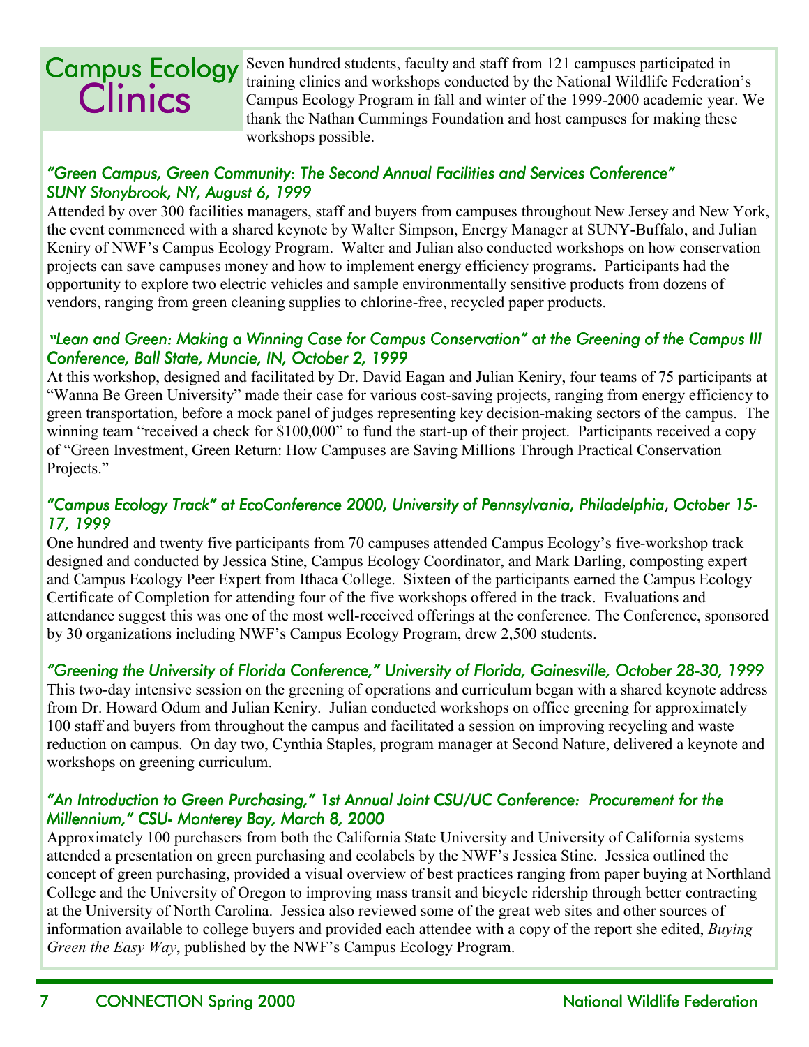# Campus Ecology Clinics

Seven hundred students, faculty and staff from 121 campuses participated in training clinics and workshops conducted by the National Wildlife Federation's Campus Ecology Program in fall and winter of the 1999-2000 academic year. We thank the Nathan Cummings Foundation and host campuses for making these workshops possible.

### *"Green Campus, Green Community: The Second Annual Facilities and Services Conference" SUNY Stonybrook, NY, August 6, 1999*

Attended by over 300 facilities managers, staff and buyers from campuses throughout New Jersey and New York, the event commenced with a shared keynote by Walter Simpson, Energy Manager at SUNY-Buffalo, and Julian Keniry of NWF's Campus Ecology Program. Walter and Julian also conducted workshops on how conservation projects can save campuses money and how to implement energy efficiency programs. Participants had the opportunity to explore two electric vehicles and sample environmentally sensitive products from dozens of vendors, ranging from green cleaning supplies to chlorine-free, recycled paper products.

### *"Lean and Green: Making a Winning Case for Campus Conservation" at the Greening of the Campus III Conference, Ball State, Muncie, IN, October 2, 1999*

At this workshop, designed and facilitated by Dr. David Eagan and Julian Keniry, four teams of 75 participants at "Wanna Be Green University" made their case for various cost-saving projects, ranging from energy efficiency to green transportation, before a mock panel of judges representing key decision-making sectors of the campus. The winning team "received a check for $100,000" to fund the start-up of their project. Participants received a copy of "Green Investment, Green Return: How Campuses are Saving Millions Through Practical Conservation Projects."

### *"Campus Ecology Track" at EcoConference 2000, University of Pennsylvania, Philadelphia, October 15-17, 1999*

One hundred and twenty five participants from 70 campuses attended Campus Ecology's five-workshop track designed and conducted by Jessica Stine, Campus Ecology Coordinator, and Mark Darling, composting expert and Campus Ecology Peer Expert from Ithaca College. Sixteen of the participants earned the Campus Ecology Certificate of Completion for attending four of the five workshops offered in the track. Evaluations and attendance suggest this was one of the most well-received offerings at the conference. The Conference, sponsored by 30 organizations including NWF's Campus Ecology Program, drew 2,500 students.

### *"Greening the University of Florida Conference," University of Florida, Gainesville, October 28-30, 1999*

This two-day intensive session on the greening of operations and curriculum began with a shared keynote address from Dr. Howard Odum and Julian Keniry. Julian conducted workshops on office greening for approximately 100 staff and buyers from throughout the campus and facilitated a session on improving recycling and waste reduction on campus. On day two, Cynthia Staples, program manager at Second Nature, delivered a keynote and workshops on greening curriculum.

### *"An Introduction to Green Purchasing," 1st Annual Joint CSU/UC Conference: Procurement for the Millennium," CSU- Monterey Bay, March 8, 2000*

Approximately 100 purchasers from both the California State University and University of California systems attended a presentation on green purchasing and ecolabels by the NWF's Jessica Stine. Jessica outlined the concept of green purchasing, provided a visual overview of best practices ranging from paper buying at Northland College and the University of Oregon to improving mass transit and bicycle ridership through better contracting at the University of North Carolina. Jessica also reviewed some of the great web sites and other sources of information available to college buyers and provided each attendee with a copy of the report she edited, *Buying Green the Easy Way*, published by the NWF's Campus Ecology Program.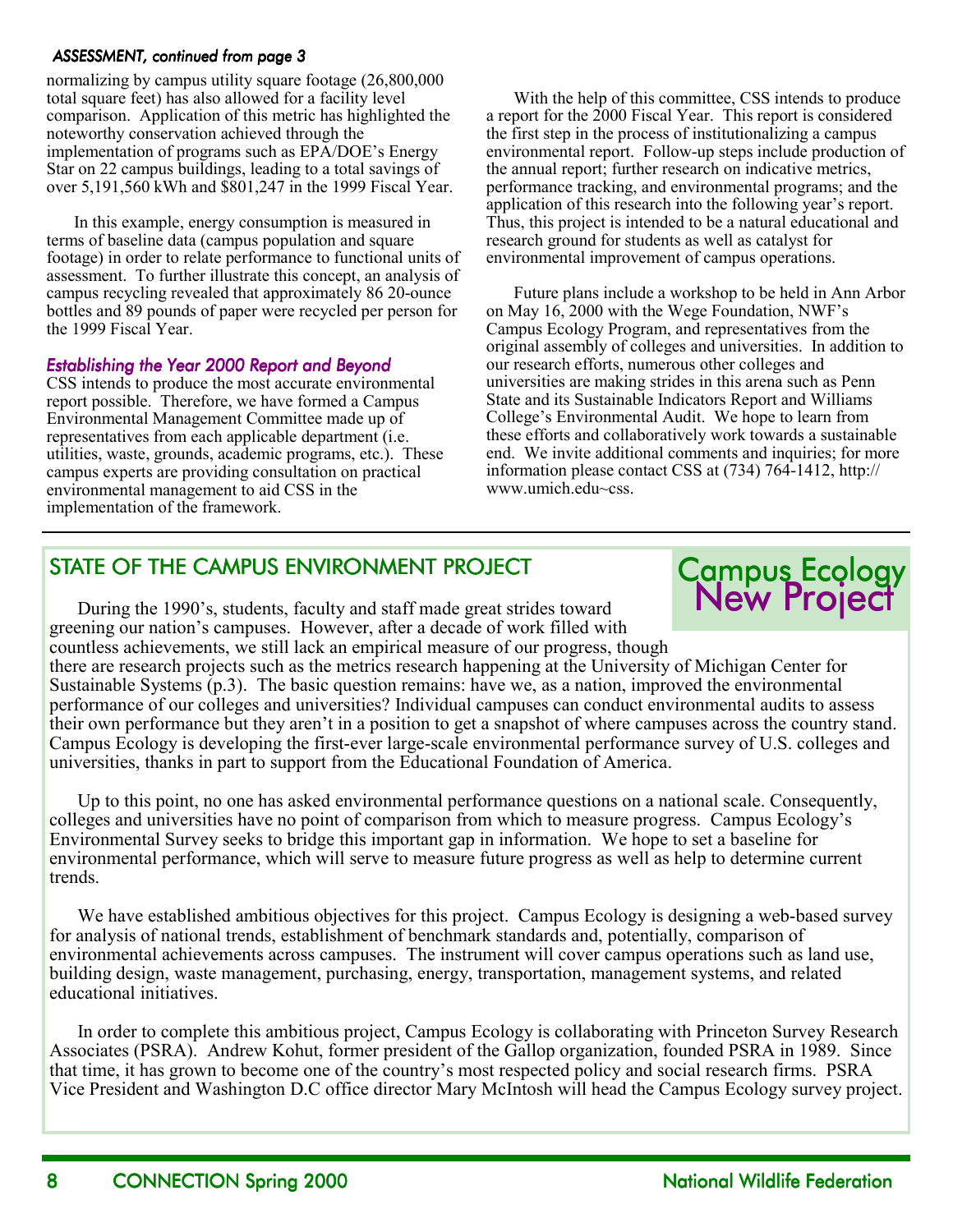*ASSESSMENT, continued from page 3*

normalizing by campus utility square footage (26,800,000 total square feet) has also allowed for a facility level comparison. Application of this metric has highlighted the noteworthy conservation achieved through the implementation of programs such as EPA/DOE's Energy Star on 22 campus buildings, leading to a total savings of over 5,191,560 kWh and $801,247 in the 1999 Fiscal Year.

In this example, energy consumption is measured in terms of baseline data (campus population and square footage) in order to relate performance to functional units of assessment. To further illustrate this concept, an analysis of campus recycling revealed that approximately 86 20-ounce bottles and 89 pounds of paper were recycled per person for the 1999 Fiscal Year.

### *Establishing the Year 2000 Report and Beyond*

CSS intends to produce the most accurate environmental report possible. Therefore, we have formed a Campus Environmental Management Committee made up of representatives from each applicable department (i.e. utilities, waste, grounds, academic programs, etc.). These campus experts are providing consultation on practical environmental management to aid CSS in the implementation of the framework.

With the help of this committee, CSS intends to produce a report for the 2000 Fiscal Year. This report is considered the first step in the process of institutionalizing a campus environmental report. Follow-up steps include production of the annual report; further research on indicative metrics, performance tracking, and environmental programs; and the application of this research into the following year's report. Thus, this project is intended to be a natural educational and research ground for students as well as catalyst for environmental improvement of campus operations.

Future plans include a workshop to be held in Ann Arbor on May 16, 2000 with the Wege Foundation, NWF's Campus Ecology Program, and representatives from the original assembly of colleges and universities. In addition to our research efforts, numerous other colleges and universities are making strides in this arena such as Penn State and its Sustainable Indicators Report and Williams College's Environmental Audit. We hope to learn from these efforts and collaboratively work towards a sustainable end. We invite additional comments and inquiries; for more information please contact CSS at (734) 764-1412, http://www.umich.edu~css.

## STATE OF THE CAMPUS ENVIRONMENT PROJECT

**Campus Ecology New Project**

During the 1990's, students, faculty and staff made great strides toward greening our nation's campuses. However, after a decade of work filled with countless achievements, we still lack an empirical measure of our progress, though there are research projects such as the metrics research happening at the University of Michigan Center for Sustainable Systems (p.3). The basic question remains: have we, as a nation, improved the environmental performance of our colleges and universities? Individual campuses can conduct environmental audits to assess their own performance but they aren't in a position to get a snapshot of where campuses across the country stand. Campus Ecology is developing the first-ever large-scale environmental performance survey of U.S. colleges and universities, thanks in part to support from the Educational Foundation of America.

Up to this point, no one has asked environmental performance questions on a national scale. Consequently, colleges and universities have no point of comparison from which to measure progress. Campus Ecology's Environmental Survey seeks to bridge this important gap in information. We hope to set a baseline for environmental performance, which will serve to measure future progress as well as help to determine current trends.

We have established ambitious objectives for this project. Campus Ecology is designing a web-based survey for analysis of national trends, establishment of benchmark standards and, potentially, comparison of environmental achievements across campuses. The instrument will cover campus operations such as land use, building design, waste management, purchasing, energy, transportation, management systems, and related educational initiatives.

In order to complete this ambitious project, Campus Ecology is collaborating with Princeton Survey Research Associates (PSRA). Andrew Kohut, former president of the Gallop organization, founded PSRA in 1989. Since that time, it has grown to become one of the country's most respected policy and social research firms. PSRA Vice President and Washington D.C office director Mary McIntosh will head the Campus Ecology survey project.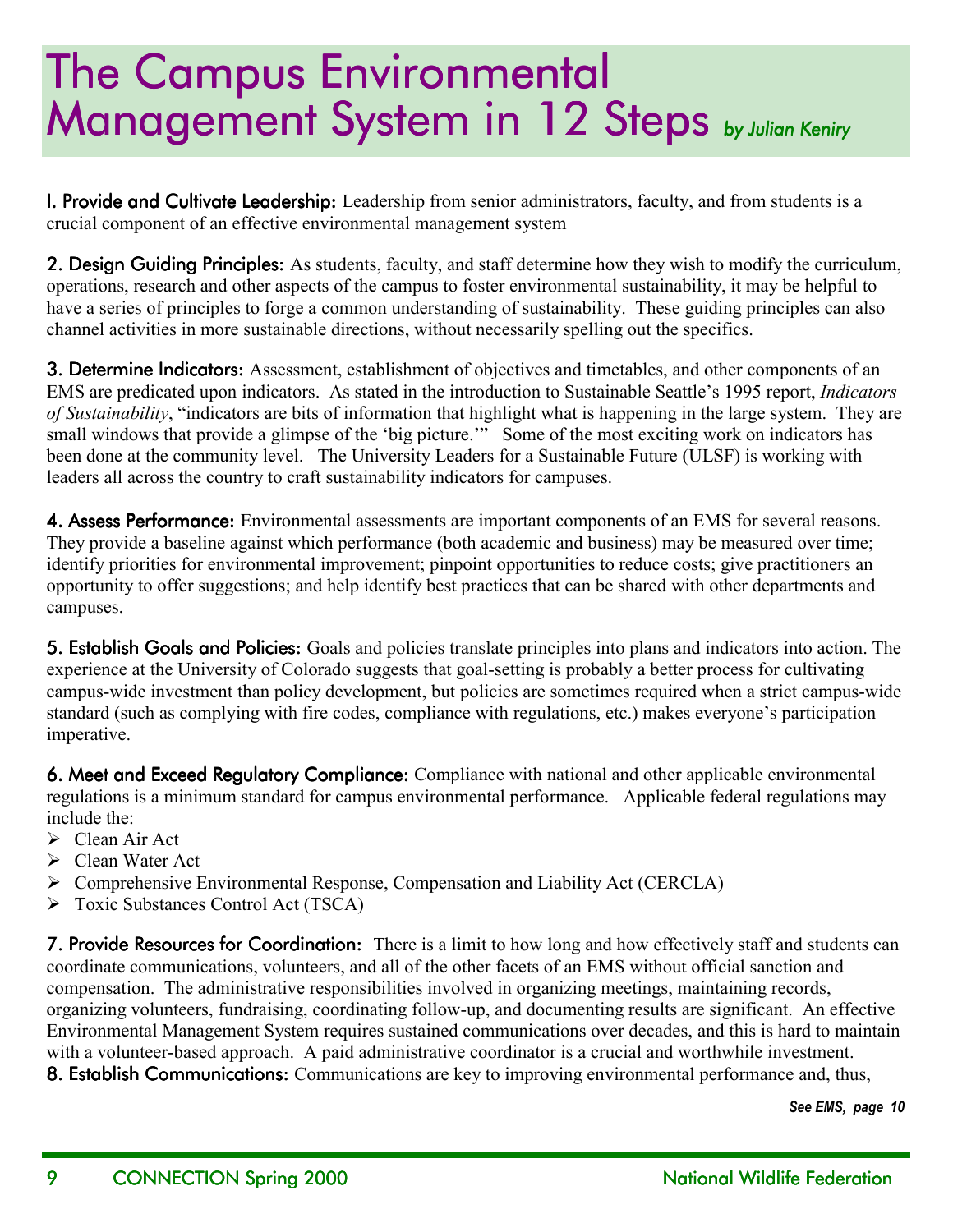# The Campus Environmental Management System in 12 Steps *by Julian Keniry*

**I. Provide and Cultivate Leadership:** Leadership from senior administrators, faculty, and from students is a crucial component of an effective environmental management system

**2. Design Guiding Principles:** As students, faculty, and staff determine how they wish to modify the curriculum, operations, research and other aspects of the campus to foster environmental sustainability, it may be helpful to have a series of principles to forge a common understanding of sustainability. These guiding principles can also channel activities in more sustainable directions, without necessarily spelling out the specifics.

**3. Determine Indicators:** Assessment, establishment of objectives and timetables, and other components of an EMS are predicated upon indicators. As stated in the introduction to Sustainable Seattle's 1995 report, *Indicators of Sustainability*, "indicators are bits of information that highlight what is happening in the large system. They are small windows that provide a glimpse of the 'big picture.'" Some of the most exciting work on indicators has been done at the community level. The University Leaders for a Sustainable Future (ULSF) is working with leaders all across the country to craft sustainability indicators for campuses.

**4. Assess Performance:** Environmental assessments are important components of an EMS for several reasons. They provide a baseline against which performance (both academic and business) may be measured over time; identify priorities for environmental improvement; pinpoint opportunities to reduce costs; give practitioners an opportunity to offer suggestions; and help identify best practices that can be shared with other departments and campuses.

**5. Establish Goals and Policies:** Goals and policies translate principles into plans and indicators into action. The experience at the University of Colorado suggests that goal-setting is probably a better process for cultivating campus-wide investment than policy development, but policies are sometimes required when a strict campus-wide standard (such as complying with fire codes, compliance with regulations, etc.) makes everyone's participation imperative.

**6. Meet and Exceed Regulatory Compliance:** Compliance with national and other applicable environmental regulations is a minimum standard for campus environmental performance. Applicable federal regulations may include the:

- Clean Air Act
- Clean Water Act
- Comprehensive Environmental Response, Compensation and Liability Act (CERCLA)
- Toxic Substances Control Act (TSCA)

**7. Provide Resources for Coordination:** There is a limit to how long and how effectively staff and students can coordinate communications, volunteers, and all of the other facets of an EMS without official sanction and compensation. The administrative responsibilities involved in organizing meetings, maintaining records, organizing volunteers, fundraising, coordinating follow-up, and documenting results are significant. An effective Environmental Management System requires sustained communications over decades, and this is hard to maintain with a volunteer-based approach. A paid administrative coordinator is a crucial and worthwhile investment.

**8. Establish Communications:** Communications are key to improving environmental performance and, thus,

*See EMS, page 10*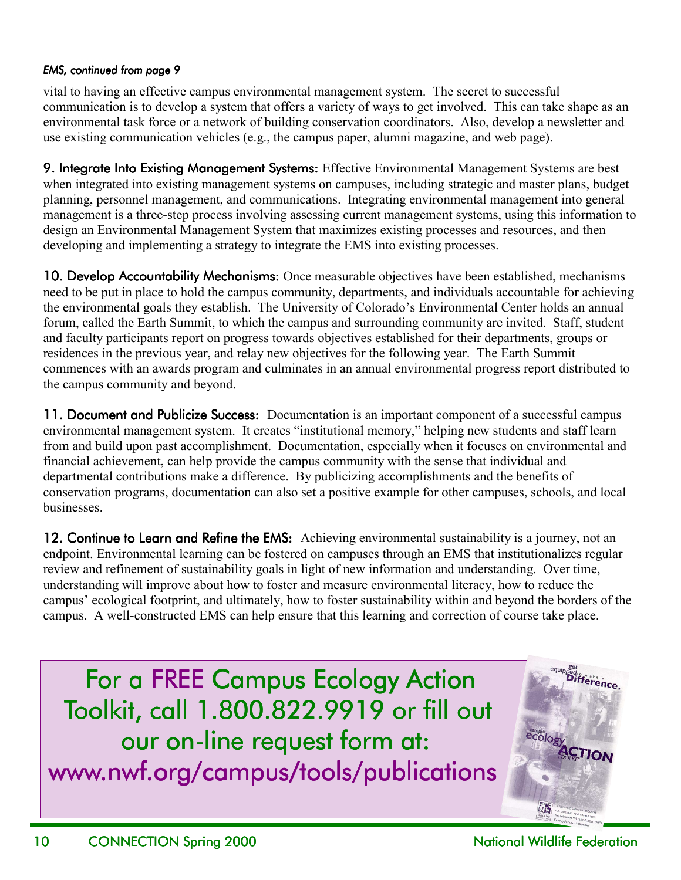*EMS, continued from page 9*

vital to having an effective campus environmental management system. The secret to successful communication is to develop a system that offers a variety of ways to get involved. This can take shape as an environmental task force or a network of building conservation coordinators. Also, develop a newsletter and use existing communication vehicles (e.g., the campus paper, alumni magazine, and web page).

**9. Integrate Into Existing Management Systems:** Effective Environmental Management Systems are best when integrated into existing management systems on campuses, including strategic and master plans, budget planning, personnel management, and communications. Integrating environmental management into general management is a three-step process involving assessing current management systems, using this information to design an Environmental Management System that maximizes existing processes and resources, and then developing and implementing a strategy to integrate the EMS into existing processes.

**10. Develop Accountability Mechanisms:** Once measurable objectives have been established, mechanisms need to be put in place to hold the campus community, departments, and individuals accountable for achieving the environmental goals they establish. The University of Colorado's Environmental Center holds an annual forum, called the Earth Summit, to which the campus and surrounding community are invited. Staff, student and faculty participants report on progress towards objectives established for their departments, groups or residences in the previous year, and relay new objectives for the following year. The Earth Summit commences with an awards program and culminates in an annual environmental progress report distributed to the campus community and beyond.

**11. Document and Publicize Success:** Documentation is an important component of a successful campus environmental management system. It creates "institutional memory," helping new students and staff learn from and build upon past accomplishment. Documentation, especially when it focuses on environmental and financial achievement, can help provide the campus community with the sense that individual and departmental contributions make a difference. By publicizing accomplishments and the benefits of conservation programs, documentation can also set a positive example for other campuses, schools, and local businesses.

**12. Continue to Learn and Refine the EMS:** Achieving environmental sustainability is a journey, not an endpoint. Environmental learning can be fostered on campuses through an EMS that institutionalizes regular review and refinement of sustainability goals in light of new information and understanding. Over time, understanding will improve about how to foster and measure environmental literacy, how to reduce the campus' ecological footprint, and ultimately, how to foster sustainability within and beyond the borders of the campus. A well-constructed EMS can help ensure that this learning and correction of course take place.

For a FREE Campus Ecology Action Toolkit, call 1.800.822.9919 or fill out our on-line request form at: www.nwf.org/campus/tools/publications